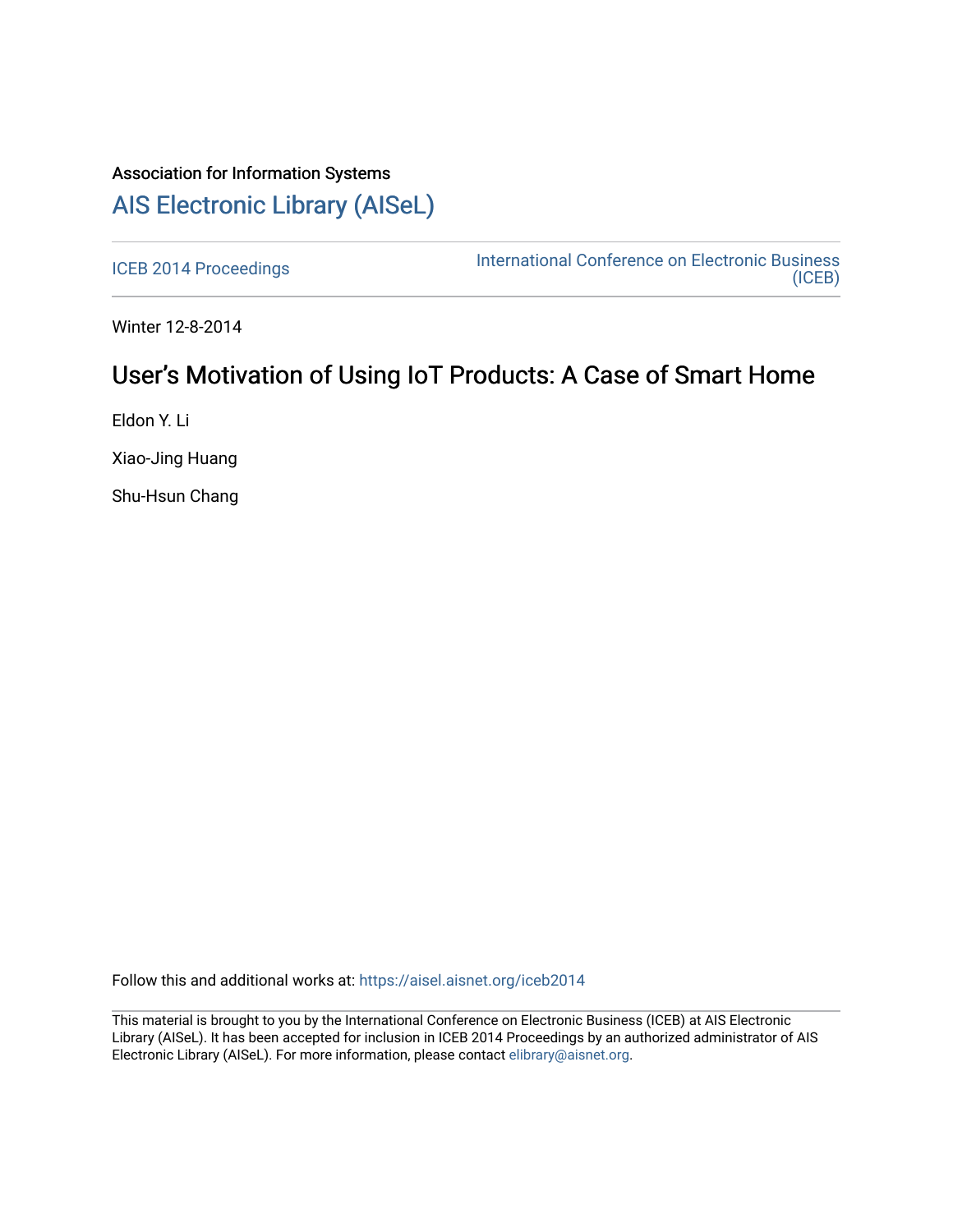Association for Information Systems

# AIS Electronic Library (AISeL)

ICEB 2014 Proceedings

International Conference on Electronic Business (ICEB)

Winter 12-8-2014

## User's Motivation of Using IoT Products: A Case of Smart Home

Eldon Y. Li

Xiao-Jing Huang

Shu-Hsun Chang

Follow this and additional works at: https://aisel.aisnet.org/iceb2014

This material is brought to you by the International Conference on Electronic Business (ICEB) at AIS Electronic Library (AISeL). It has been accepted for inclusion in ICEB 2014 Proceedings by an authorized administrator of AIS Electronic Library (AISeL). For more information, please contact elibrary@aisnet.org.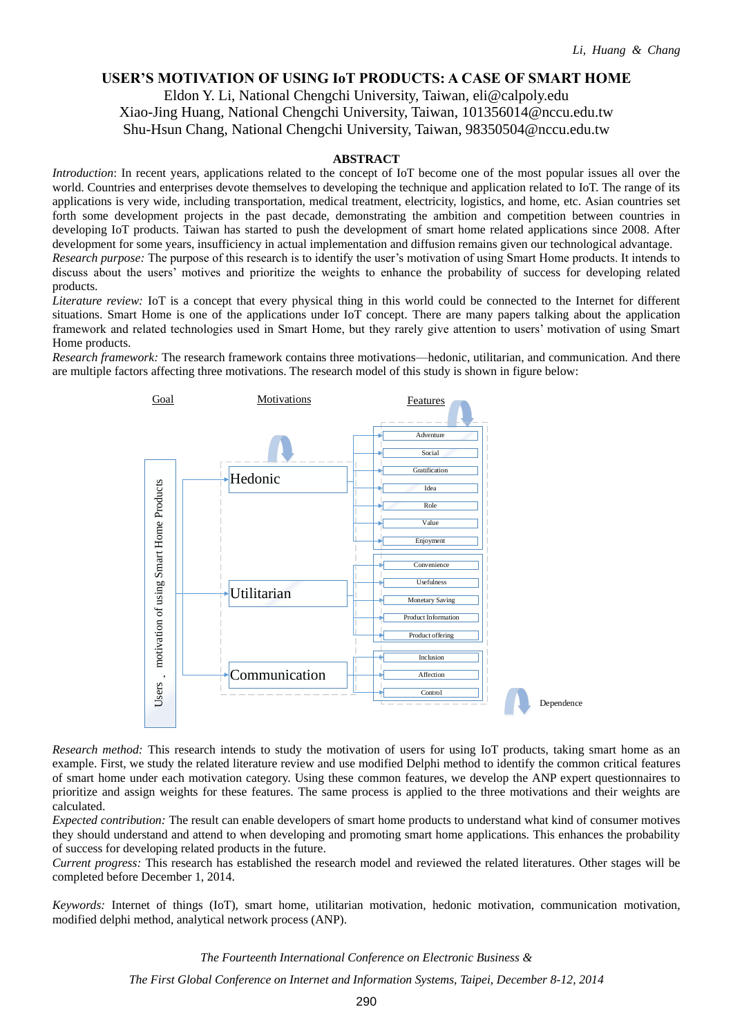# USER'S MOTIVATION OF USING IoT PRODUCTS: A CASE OF SMART HOME

Eldon Y. Li, National Chengchi University, Taiwan, eli@calpoly.edu
Xiao-Jing Huang, National Chengchi University, Taiwan, 101356014@nccu.edu.tw
Shu-Hsun Chang, National Chengchi University, Taiwan, 98350504@nccu.edu.tw

## ABSTRACT

*Introduction*: In recent years, applications related to the concept of IoT become one of the most popular issues all over the world. Countries and enterprises devote themselves to developing the technique and application related to IoT. The range of its applications is very wide, including transportation, medical treatment, electricity, logistics, and home, etc. Asian countries set forth some development projects in the past decade, demonstrating the ambition and competition between countries in developing IoT products. Taiwan has started to push the development of smart home related applications since 2008. After development for some years, insufficiency in actual implementation and diffusion remains given our technological advantage.

*Research purpose:* The purpose of this research is to identify the user's motivation of using Smart Home products. It intends to discuss about the users' motives and prioritize the weights to enhance the probability of success for developing related products.

*Literature review:* IoT is a concept that every physical thing in this world could be connected to the Internet for different situations. Smart Home is one of the applications under IoT concept. There are many papers talking about the application framework and related technologies used in Smart Home, but they rarely give attention to users' motivation of using Smart Home products.

*Research framework:* The research framework contains three motivations—hedonic, utilitarian, and communication. And there are multiple factors affecting three motivations. The research model of this study is shown in figure below:

Goal
Users' motivation of using Smart Home Products

Motivations
Hedonic
Utilitarian
Communication

Features
Adventure
Social
Gratification
Idea
Role
Value
Enjoyment
Convenience
Usefulness
Monetary Saving
Product Information
Product offering
Inclusion
Affection
Control

Dependence

*Research method:* This research intends to study the motivation of users for using IoT products, taking smart home as an example. First, we study the related literature review and use modified Delphi method to identify the common critical features of smart home under each motivation category. Using these common features, we develop the ANP expert questionnaires to prioritize and assign weights for these features. The same process is applied to the three motivations and their weights are calculated.

*Expected contribution:* The result can enable developers of smart home products to understand what kind of consumer motives they should understand and attend to when developing and promoting smart home applications. This enhances the probability of success for developing related products in the future.

*Current progress:* This research has established the research model and reviewed the related literatures. Other stages will be completed before December 1, 2014.

*Keywords:* Internet of things (IoT), smart home, utilitarian motivation, hedonic motivation, communication motivation, modified delphi method, analytical network process (ANP).